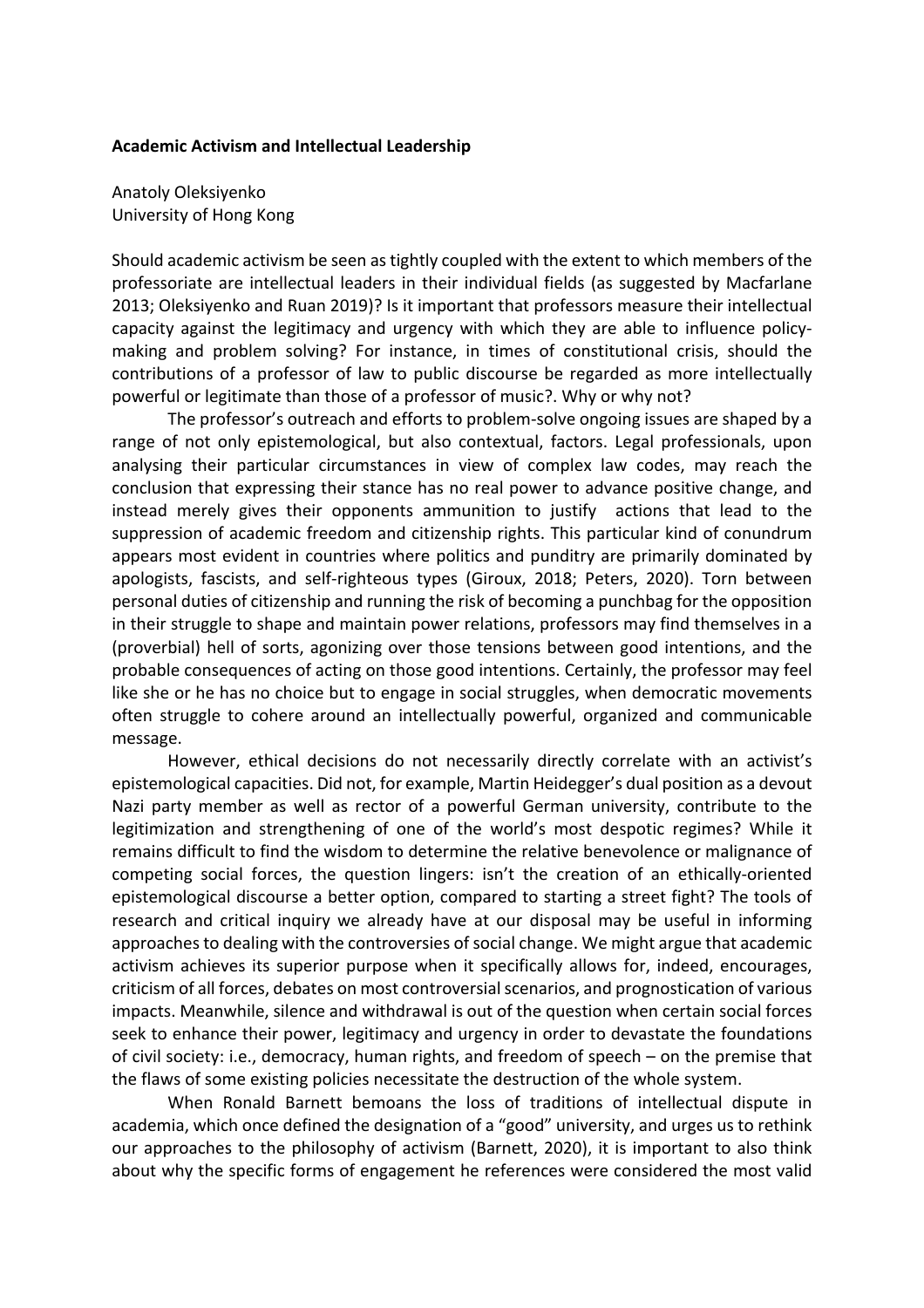**Academic Activism and Intellectual Leadership**

Anatoly Oleksiyenko
University of Hong Kong

Should academic activism be seen as tightly coupled with the extent to which members of the professoriate are intellectual leaders in their individual fields (as suggested by Macfarlane 2013; Oleksiyenko and Ruan 2019)? Is it important that professors measure their intellectual capacity against the legitimacy and urgency with which they are able to influence policy-making and problem solving? For instance, in times of constitutional crisis, should the contributions of a professor of law to public discourse be regarded as more intellectually powerful or legitimate than those of a professor of music?. Why or why not?

The professor's outreach and efforts to problem-solve ongoing issues are shaped by a range of not only epistemological, but also contextual, factors. Legal professionals, upon analysing their particular circumstances in view of complex law codes, may reach the conclusion that expressing their stance has no real power to advance positive change, and instead merely gives their opponents ammunition to justify actions that lead to the suppression of academic freedom and citizenship rights. This particular kind of conundrum appears most evident in countries where politics and punditry are primarily dominated by apologists, fascists, and self-righteous types (Giroux, 2018; Peters, 2020). Torn between personal duties of citizenship and running the risk of becoming a punchbag for the opposition in their struggle to shape and maintain power relations, professors may find themselves in a (proverbial) hell of sorts, agonizing over those tensions between good intentions, and the probable consequences of acting on those good intentions. Certainly, the professor may feel like she or he has no choice but to engage in social struggles, when democratic movements often struggle to cohere around an intellectually powerful, organized and communicable message.

However, ethical decisions do not necessarily directly correlate with an activist's epistemological capacities. Did not, for example, Martin Heidegger's dual position as a devout Nazi party member as well as rector of a powerful German university, contribute to the legitimization and strengthening of one of the world's most despotic regimes? While it remains difficult to find the wisdom to determine the relative benevolence or malignance of competing social forces, the question lingers: isn't the creation of an ethically-oriented epistemological discourse a better option, compared to starting a street fight? The tools of research and critical inquiry we already have at our disposal may be useful in informing approaches to dealing with the controversies of social change. We might argue that academic activism achieves its superior purpose when it specifically allows for, indeed, encourages, criticism of all forces, debates on most controversial scenarios, and prognostication of various impacts. Meanwhile, silence and withdrawal is out of the question when certain social forces seek to enhance their power, legitimacy and urgency in order to devastate the foundations of civil society: i.e., democracy, human rights, and freedom of speech – on the premise that the flaws of some existing policies necessitate the destruction of the whole system.

When Ronald Barnett bemoans the loss of traditions of intellectual dispute in academia, which once defined the designation of a "good" university, and urges us to rethink our approaches to the philosophy of activism (Barnett, 2020), it is important to also think about why the specific forms of engagement he references were considered the most valid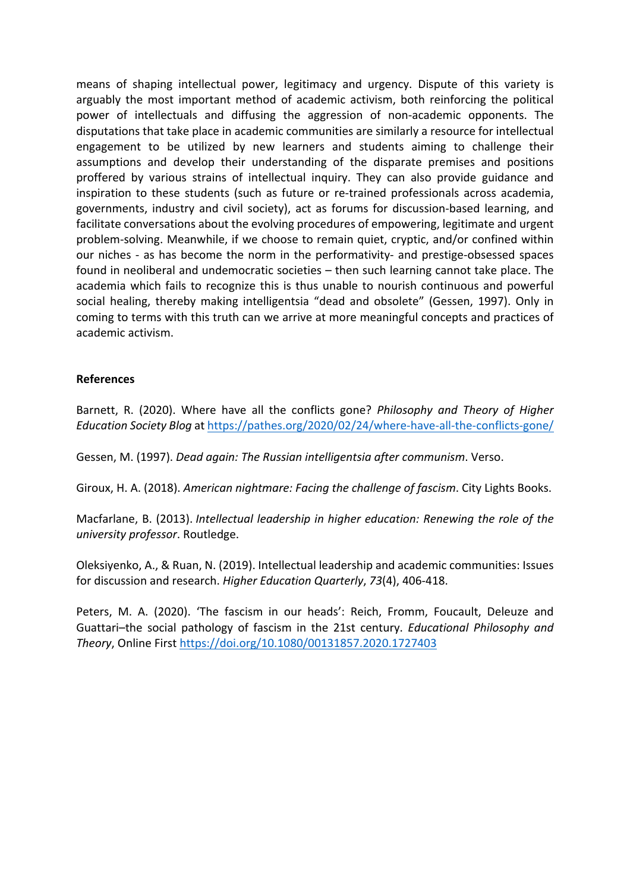means of shaping intellectual power, legitimacy and urgency. Dispute of this variety is arguably the most important method of academic activism, both reinforcing the political power of intellectuals and diffusing the aggression of non-academic opponents. The disputations that take place in academic communities are similarly a resource for intellectual engagement to be utilized by new learners and students aiming to challenge their assumptions and develop their understanding of the disparate premises and positions proffered by various strains of intellectual inquiry. They can also provide guidance and inspiration to these students (such as future or re-trained professionals across academia, governments, industry and civil society), act as forums for discussion-based learning, and facilitate conversations about the evolving procedures of empowering, legitimate and urgent problem-solving. Meanwhile, if we choose to remain quiet, cryptic, and/or confined within our niches - as has become the norm in the performativity- and prestige-obsessed spaces found in neoliberal and undemocratic societies – then such learning cannot take place. The academia which fails to recognize this is thus unable to nourish continuous and powerful social healing, thereby making intelligentsia "dead and obsolete" (Gessen, 1997). Only in coming to terms with this truth can we arrive at more meaningful concepts and practices of academic activism.

**References**

Barnett, R. (2020). Where have all the conflicts gone? *Philosophy and Theory of Higher Education Society Blog* at https://pathes.org/2020/02/24/where-have-all-the-conflicts-gone/

Gessen, M. (1997). *Dead again: The Russian intelligentsia after communism*. Verso.

Giroux, H. A. (2018). *American nightmare: Facing the challenge of fascism*. City Lights Books.

Macfarlane, B. (2013). *Intellectual leadership in higher education: Renewing the role of the university professor*. Routledge.

Oleksiyenko, A., & Ruan, N. (2019). Intellectual leadership and academic communities: Issues for discussion and research. *Higher Education Quarterly*, *73*(4), 406-418.

Peters, M. A. (2020). 'The fascism in our heads': Reich, Fromm, Foucault, Deleuze and Guattari–the social pathology of fascism in the 21st century. *Educational Philosophy and Theory*, Online First https://doi.org/10.1080/00131857.2020.1727403